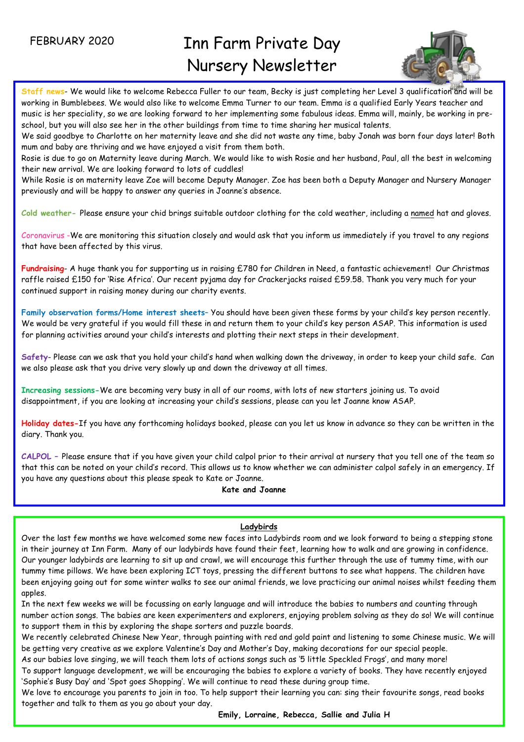FEBRUARY 2020

# Inn Farm Private Day Nursery Newsletter

**Staff news**- We would like to welcome Rebecca Fuller to our team, Becky is just completing her Level 3 qualification and will be working in Bumblebees. We would also like to welcome Emma Turner to our team. Emma is a qualified Early Years teacher and music is her speciality, so we are looking forward to her implementing some fabulous ideas. Emma will, mainly, be working in pre-school, but you will also see her in the other buildings from time to time sharing her musical talents.

We said goodbye to Charlotte on her maternity leave and she did not waste any time, baby Jonah was born four days later! Both mum and baby are thriving and we have enjoyed a visit from them both.

Rosie is due to go on Maternity leave during March. We would like to wish Rosie and her husband, Paul, all the best in welcoming their new arrival. We are looking forward to lots of cuddles!

While Rosie is on maternity leave Zoe will become Deputy Manager. Zoe has been both a Deputy Manager and Nursery Manager previously and will be happy to answer any queries in Joanne's absence.

**Cold weather**- Please ensure your chid brings suitable outdoor clothing for the cold weather, including a named hat and gloves.

**Coronavirus** -We are monitoring this situation closely and would ask that you inform us immediately if you travel to any regions that have been affected by this virus.

**Fundraising**- A huge thank you for supporting us in raising £780 for Children in Need, a fantastic achievement! Our Christmas raffle raised £150 for 'Rise Africa'. Our recent pyjama day for Crackerjacks raised £59.58. Thank you very much for your continued support in raising money during our charity events.

**Family observation forms/Home interest sheets**– You should have been given these forms by your child's key person recently. We would be very grateful if you would fill these in and return them to your child's key person ASAP. This information is used for planning activities around your child's interests and plotting their next steps in their development.

**Safety**- Please can we ask that you hold your child's hand when walking down the driveway, in order to keep your child safe. Can we also please ask that you drive very slowly up and down the driveway at all times.

**Increasing sessions**-We are becoming very busy in all of our rooms, with lots of new starters joining us. To avoid disappointment, if you are looking at increasing your child's sessions, please can you let Joanne know ASAP.

**Holiday dates**-If you have any forthcoming holidays booked, please can you let us know in advance so they can be written in the diary. Thank you.

**CALPOL** – Please ensure that if you have given your child calpol prior to their arrival at nursery that you tell one of the team so that this can be noted on your child's record. This allows us to know whether we can administer calpol safely in an emergency. If you have any questions about this please speak to Kate or Joanne.

**Kate and Joanne**

## Ladybirds

Over the last few months we have welcomed some new faces into Ladybirds room and we look forward to being a stepping stone in their journey at Inn Farm. Many of our ladybirds have found their feet, learning how to walk and are growing in confidence. Our younger ladybirds are learning to sit up and crawl, we will encourage this further through the use of tummy time, with our tummy time pillows. We have been exploring ICT toys, pressing the different buttons to see what happens. The children have been enjoying going out for some winter walks to see our animal friends, we love practicing our animal noises whilst feeding them apples.

In the next few weeks we will be focussing on early language and will introduce the babies to numbers and counting through number action songs. The babies are keen experimenters and explorers, enjoying problem solving as they do so! We will continue to support them in this by exploring the shape sorters and puzzle boards.

We recently celebrated Chinese New Year, through painting with red and gold paint and listening to some Chinese music. We will be getting very creative as we explore Valentine's Day and Mother's Day, making decorations for our special people.

As our babies love singing, we will teach them lots of actions songs such as '5 little Speckled Frogs', and many more!

To support language development, we will be encouraging the babies to explore a variety of books. They have recently enjoyed 'Sophie's Busy Day' and 'Spot goes Shopping'. We will continue to read these during group time.

We love to encourage you parents to join in too. To help support their learning you can: sing their favourite songs, read books together and talk to them as you go about your day.

**Emily, Lorraine, Rebecca, Sallie and Julia H**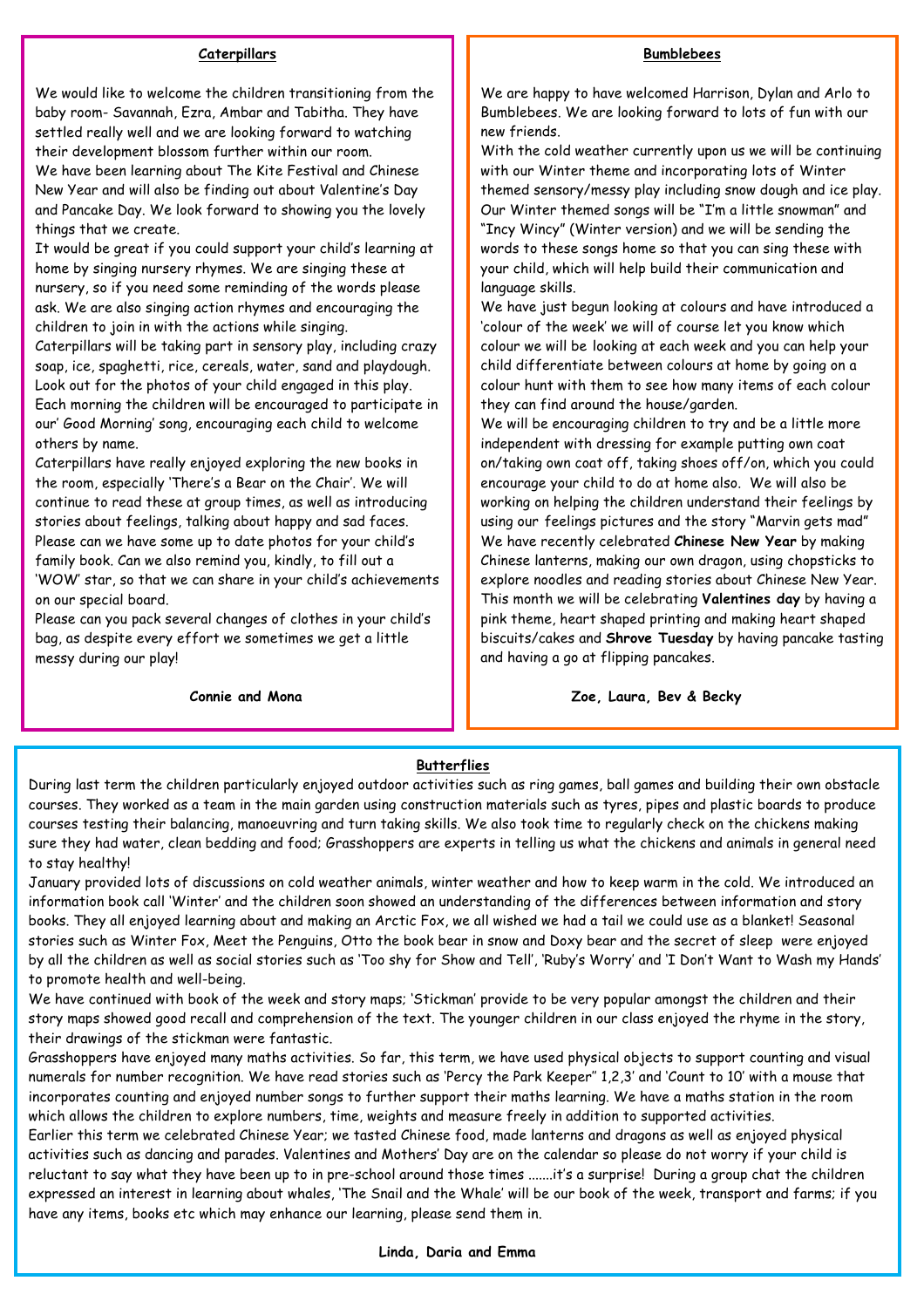## Caterpillars

We would like to welcome the children transitioning from the baby room- Savannah, Ezra, Ambar and Tabitha. They have settled really well and we are looking forward to watching their development blossom further within our room.

We have been learning about The Kite Festival and Chinese New Year and will also be finding out about Valentine's Day and Pancake Day. We look forward to showing you the lovely things that we create.

It would be great if you could support your child's learning at home by singing nursery rhymes. We are singing these at nursery, so if you need some reminding of the words please ask. We are also singing action rhymes and encouraging the children to join in with the actions while singing.

Caterpillars will be taking part in sensory play, including crazy soap, ice, spaghetti, rice, cereals, water, sand and playdough. Look out for the photos of your child engaged in this play.

Each morning the children will be encouraged to participate in our' Good Morning' song, encouraging each child to welcome others by name.

Caterpillars have really enjoyed exploring the new books in the room, especially 'There's a Bear on the Chair'. We will continue to read these at group times, as well as introducing stories about feelings, talking about happy and sad faces.

Please can we have some up to date photos for your child's family book. Can we also remind you, kindly, to fill out a 'WOW' star, so that we can share in your child's achievements on our special board.

Please can you pack several changes of clothes in your child's bag, as despite every effort we sometimes we get a little messy during our play!

**Connie and Mona**

## Bumblebees

We are happy to have welcomed Harrison, Dylan and Arlo to Bumblebees. We are looking forward to lots of fun with our new friends.

With the cold weather currently upon us we will be continuing with our Winter theme and incorporating lots of Winter themed sensory/messy play including snow dough and ice play. Our Winter themed songs will be "I'm a little snowman" and "Incy Wincy" (Winter version) and we will be sending the words to these songs home so that you can sing these with your child, which will help build their communication and language skills.

We have just begun looking at colours and have introduced a 'colour of the week' we will of course let you know which colour we will be looking at each week and you can help your child differentiate between colours at home by going on a colour hunt with them to see how many items of each colour they can find around the house/garden.

We will be encouraging children to try and be a little more independent with dressing for example putting own coat on/taking own coat off, taking shoes off/on, which you could encourage your child to do at home also. We will also be working on helping the children understand their feelings by using our feelings pictures and the story "Marvin gets mad"

We have recently celebrated **Chinese New Year** by making Chinese lanterns, making our own dragon, using chopsticks to explore noodles and reading stories about Chinese New Year. This month we will be celebrating **Valentines day** by having a pink theme, heart shaped printing and making heart shaped biscuits/cakes and **Shrove Tuesday** by having pancake tasting and having a go at flipping pancakes.

**Zoe, Laura, Bev & Becky**

## Butterflies

During last term the children particularly enjoyed outdoor activities such as ring games, ball games and building their own obstacle courses. They worked as a team in the main garden using construction materials such as tyres, pipes and plastic boards to produce courses testing their balancing, manoeuvring and turn taking skills. We also took time to regularly check on the chickens making sure they had water, clean bedding and food; Grasshoppers are experts in telling us what the chickens and animals in general need to stay healthy!

January provided lots of discussions on cold weather animals, winter weather and how to keep warm in the cold. We introduced an information book call 'Winter' and the children soon showed an understanding of the differences between information and story books. They all enjoyed learning about and making an Arctic Fox, we all wished we had a tail we could use as a blanket! Seasonal stories such as Winter Fox, Meet the Penguins, Otto the book bear in snow and Doxy bear and the secret of sleep were enjoyed by all the children as well as social stories such as 'Too shy for Show and Tell', 'Ruby's Worry' and 'I Don't Want to Wash my Hands' to promote health and well-being.

We have continued with book of the week and story maps; 'Stickman' provide to be very popular amongst the children and their story maps showed good recall and comprehension of the text. The younger children in our class enjoyed the rhyme in the story, their drawings of the stickman were fantastic.

Grasshoppers have enjoyed many maths activities. So far, this term, we have used physical objects to support counting and visual numerals for number recognition. We have read stories such as 'Percy the Park Keeper" 1,2,3' and 'Count to 10' with a mouse that incorporates counting and enjoyed number songs to further support their maths learning. We have a maths station in the room which allows the children to explore numbers, time, weights and measure freely in addition to supported activities.

Earlier this term we celebrated Chinese Year; we tasted Chinese food, made lanterns and dragons as well as enjoyed physical activities such as dancing and parades. Valentines and Mothers' Day are on the calendar so please do not worry if your child is reluctant to say what they have been up to in pre-school around those times …….it's a surprise! During a group chat the children expressed an interest in learning about whales, 'The Snail and the Whale' will be our book of the week, transport and farms; if you have any items, books etc which may enhance our learning, please send them in.

**Linda, Daria and Emma**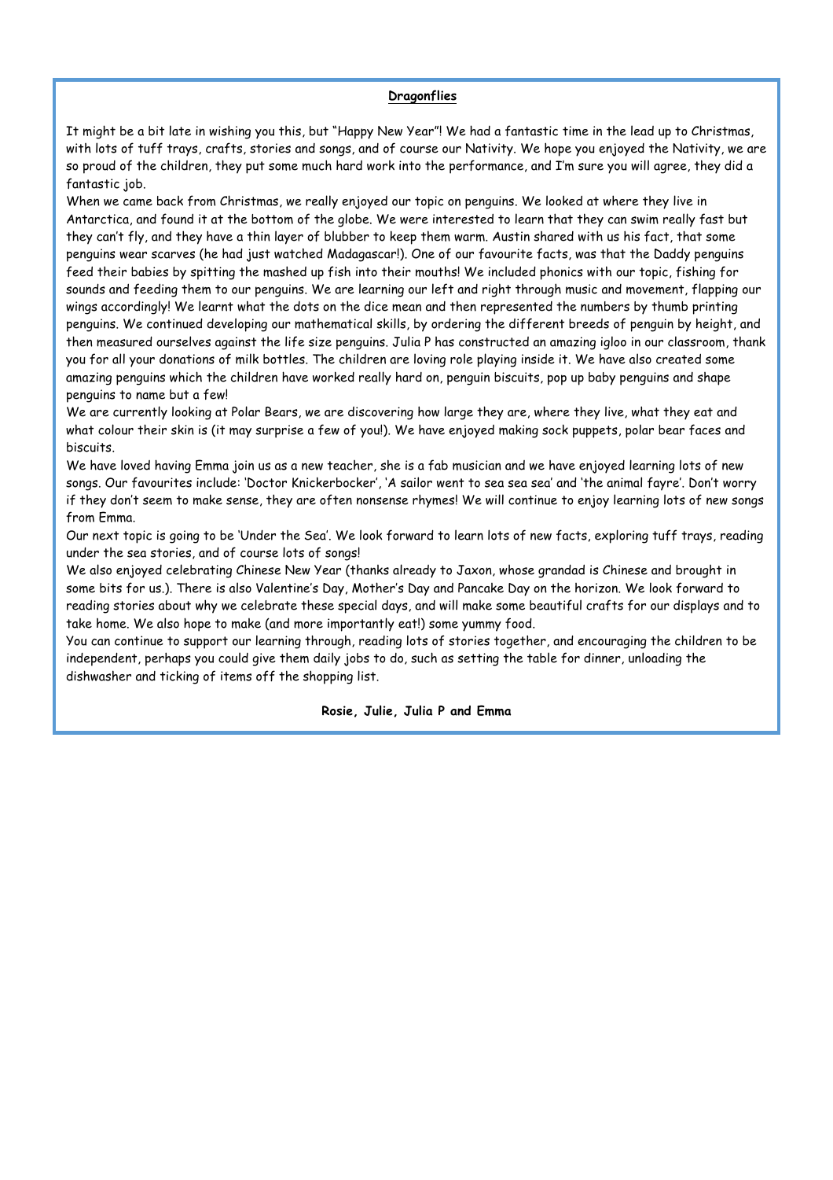**Dragonflies**

It might be a bit late in wishing you this, but "Happy New Year"! We had a fantastic time in the lead up to Christmas, with lots of tuff trays, crafts, stories and songs, and of course our Nativity. We hope you enjoyed the Nativity, we are so proud of the children, they put some much hard work into the performance, and I'm sure you will agree, they did a fantastic job.

When we came back from Christmas, we really enjoyed our topic on penguins. We looked at where they live in Antarctica, and found it at the bottom of the globe. We were interested to learn that they can swim really fast but they can't fly, and they have a thin layer of blubber to keep them warm. Austin shared with us his fact, that some penguins wear scarves (he had just watched Madagascar!). One of our favourite facts, was that the Daddy penguins feed their babies by spitting the mashed up fish into their mouths! We included phonics with our topic, fishing for sounds and feeding them to our penguins. We are learning our left and right through music and movement, flapping our wings accordingly! We learnt what the dots on the dice mean and then represented the numbers by thumb printing penguins. We continued developing our mathematical skills, by ordering the different breeds of penguin by height, and then measured ourselves against the life size penguins. Julia P has constructed an amazing igloo in our classroom, thank you for all your donations of milk bottles. The children are loving role playing inside it. We have also created some amazing penguins which the children have worked really hard on, penguin biscuits, pop up baby penguins and shape penguins to name but a few!

We are currently looking at Polar Bears, we are discovering how large they are, where they live, what they eat and what colour their skin is (it may surprise a few of you!). We have enjoyed making sock puppets, polar bear faces and biscuits.

We have loved having Emma join us as a new teacher, she is a fab musician and we have enjoyed learning lots of new songs. Our favourites include: 'Doctor Knickerbocker', 'A sailor went to sea sea sea' and 'the animal fayre'. Don't worry if they don't seem to make sense, they are often nonsense rhymes! We will continue to enjoy learning lots of new songs from Emma.

Our next topic is going to be 'Under the Sea'. We look forward to learn lots of new facts, exploring tuff trays, reading under the sea stories, and of course lots of songs!

We also enjoyed celebrating Chinese New Year (thanks already to Jaxon, whose grandad is Chinese and brought in some bits for us.). There is also Valentine's Day, Mother's Day and Pancake Day on the horizon. We look forward to reading stories about why we celebrate these special days, and will make some beautiful crafts for our displays and to take home. We also hope to make (and more importantly eat!) some yummy food.

You can continue to support our learning through, reading lots of stories together, and encouraging the children to be independent, perhaps you could give them daily jobs to do, such as setting the table for dinner, unloading the dishwasher and ticking of items off the shopping list.

**Rosie, Julie, Julia P and Emma**